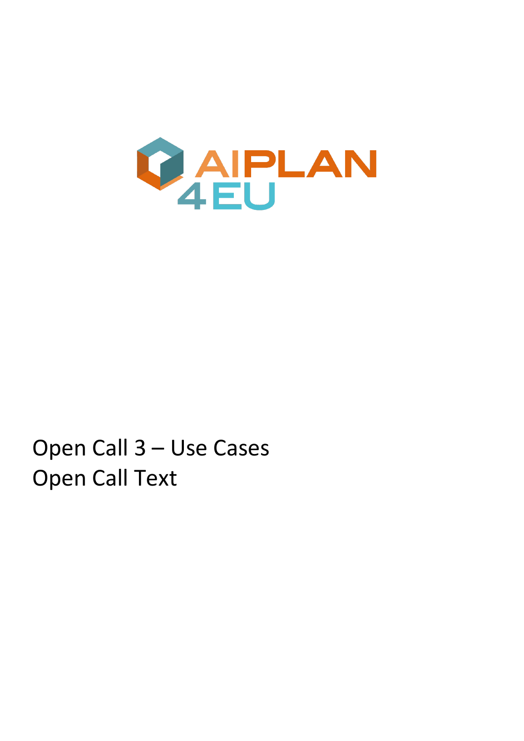AIPLAN 4EU

# Open Call 3 – Use Cases
# Open Call Text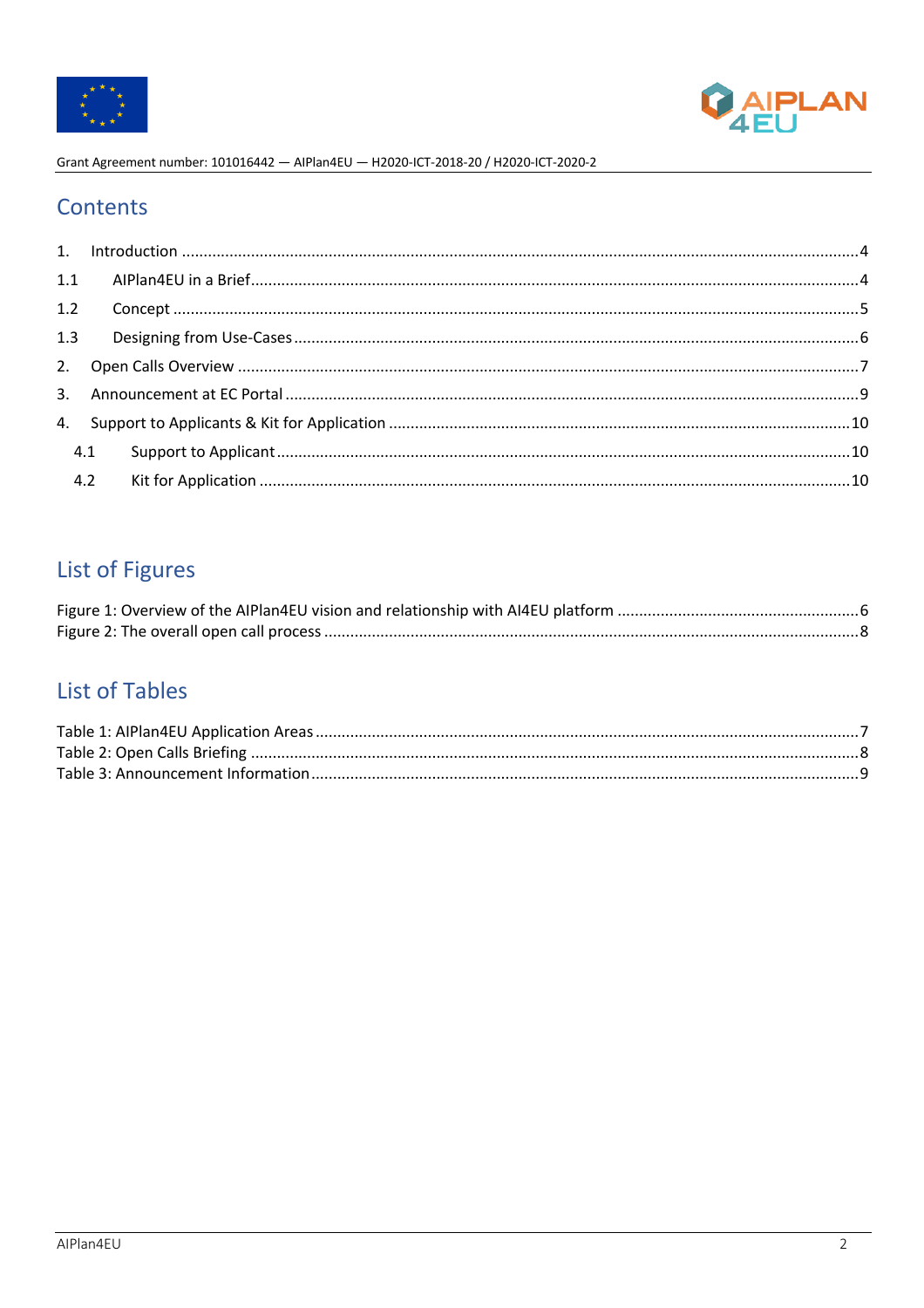## Contents

1. Introduction ........................................................................................................................................4
1.1 AIPlan4EU in a Brief........................................................................................................................4
1.2 Concept ..........................................................................................................................................5
1.3 Designing from Use-Cases ...............................................................................................................6
2. Open Calls Overview ............................................................................................................................7
3. Announcement at EC Portal ..................................................................................................................9
4. Support to Applicants & Kit for Application .........................................................................................10
4.1 Support to Applicant ..................................................................................................................10
4.2 Kit for Application ......................................................................................................................10

## List of Figures

Figure 1: Overview of the AIPlan4EU vision and relationship with AI4EU platform .......................................................6
Figure 2: The overall open call process ..........................................................................................................8

## List of Tables

Table 1: AIPlan4EU Application Areas ...........................................................................................................7
Table 2: Open Calls Briefing .........................................................................................................................8
Table 3: Announcement Information ............................................................................................................9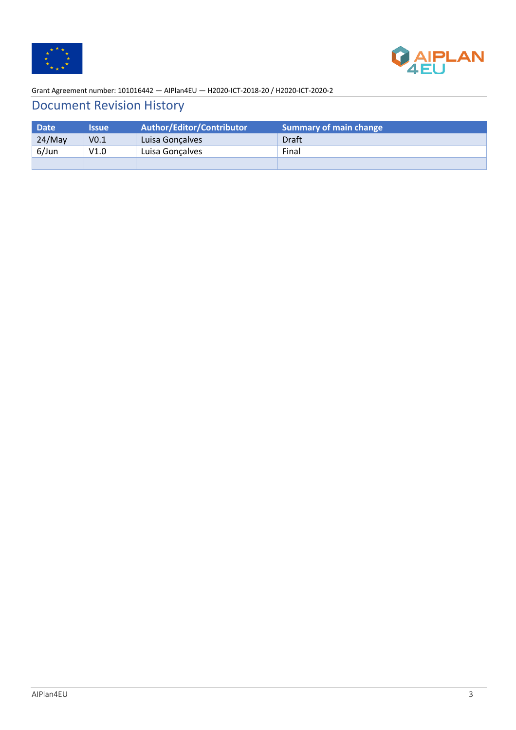# Document Revision History

| Date | Issue | Author/Editor/Contributor | Summary of main change |
|---|---|---|---|
| 24/May | V0.1 | Luisa Gonçalves | Draft |
| 6/Jun | V1.0 | Luisa Gonçalves | Final |
| | | | |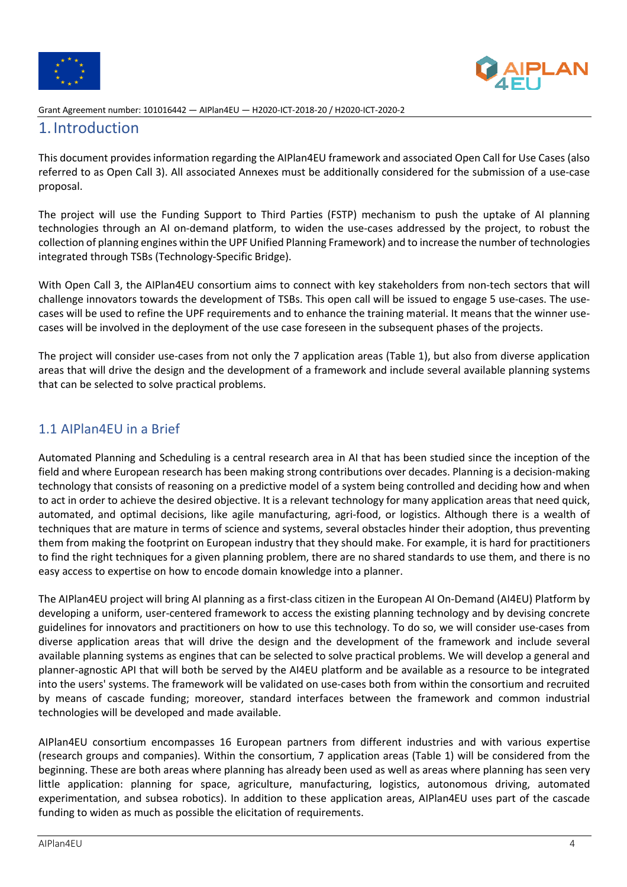# 1. Introduction

This document provides information regarding the AIPlan4EU framework and associated Open Call for Use Cases (also referred to as Open Call 3). All associated Annexes must be additionally considered for the submission of a use-case proposal.

The project will use the Funding Support to Third Parties (FSTP) mechanism to push the uptake of AI planning technologies through an AI on-demand platform, to widen the use-cases addressed by the project, to robust the collection of planning engines within the UPF Unified Planning Framework) and to increase the number of technologies integrated through TSBs (Technology-Specific Bridge).

With Open Call 3, the AIPlan4EU consortium aims to connect with key stakeholders from non-tech sectors that will challenge innovators towards the development of TSBs. This open call will be issued to engage 5 use-cases. The use-cases will be used to refine the UPF requirements and to enhance the training material. It means that the winner use-cases will be involved in the deployment of the use case foreseen in the subsequent phases of the projects.

The project will consider use-cases from not only the 7 application areas (Table 1), but also from diverse application areas that will drive the design and the development of a framework and include several available planning systems that can be selected to solve practical problems.

## 1.1 AIPlan4EU in a Brief

Automated Planning and Scheduling is a central research area in AI that has been studied since the inception of the field and where European research has been making strong contributions over decades. Planning is a decision-making technology that consists of reasoning on a predictive model of a system being controlled and deciding how and when to act in order to achieve the desired objective. It is a relevant technology for many application areas that need quick, automated, and optimal decisions, like agile manufacturing, agri-food, or logistics. Although there is a wealth of techniques that are mature in terms of science and systems, several obstacles hinder their adoption, thus preventing them from making the footprint on European industry that they should make. For example, it is hard for practitioners to find the right techniques for a given planning problem, there are no shared standards to use them, and there is no easy access to expertise on how to encode domain knowledge into a planner.

The AIPlan4EU project will bring AI planning as a first-class citizen in the European AI On-Demand (AI4EU) Platform by developing a uniform, user-centered framework to access the existing planning technology and by devising concrete guidelines for innovators and practitioners on how to use this technology. To do so, we will consider use-cases from diverse application areas that will drive the design and the development of the framework and include several available planning systems as engines that can be selected to solve practical problems. We will develop a general and planner-agnostic API that will both be served by the AI4EU platform and be available as a resource to be integrated into the users' systems. The framework will be validated on use-cases both from within the consortium and recruited by means of cascade funding; moreover, standard interfaces between the framework and common industrial technologies will be developed and made available.

AIPlan4EU consortium encompasses 16 European partners from different industries and with various expertise (research groups and companies). Within the consortium, 7 application areas (Table 1) will be considered from the beginning. These are both areas where planning has already been used as well as areas where planning has seen very little application: planning for space, agriculture, manufacturing, logistics, autonomous driving, automated experimentation, and subsea robotics). In addition to these application areas, AIPlan4EU uses part of the cascade funding to widen as much as possible the elicitation of requirements.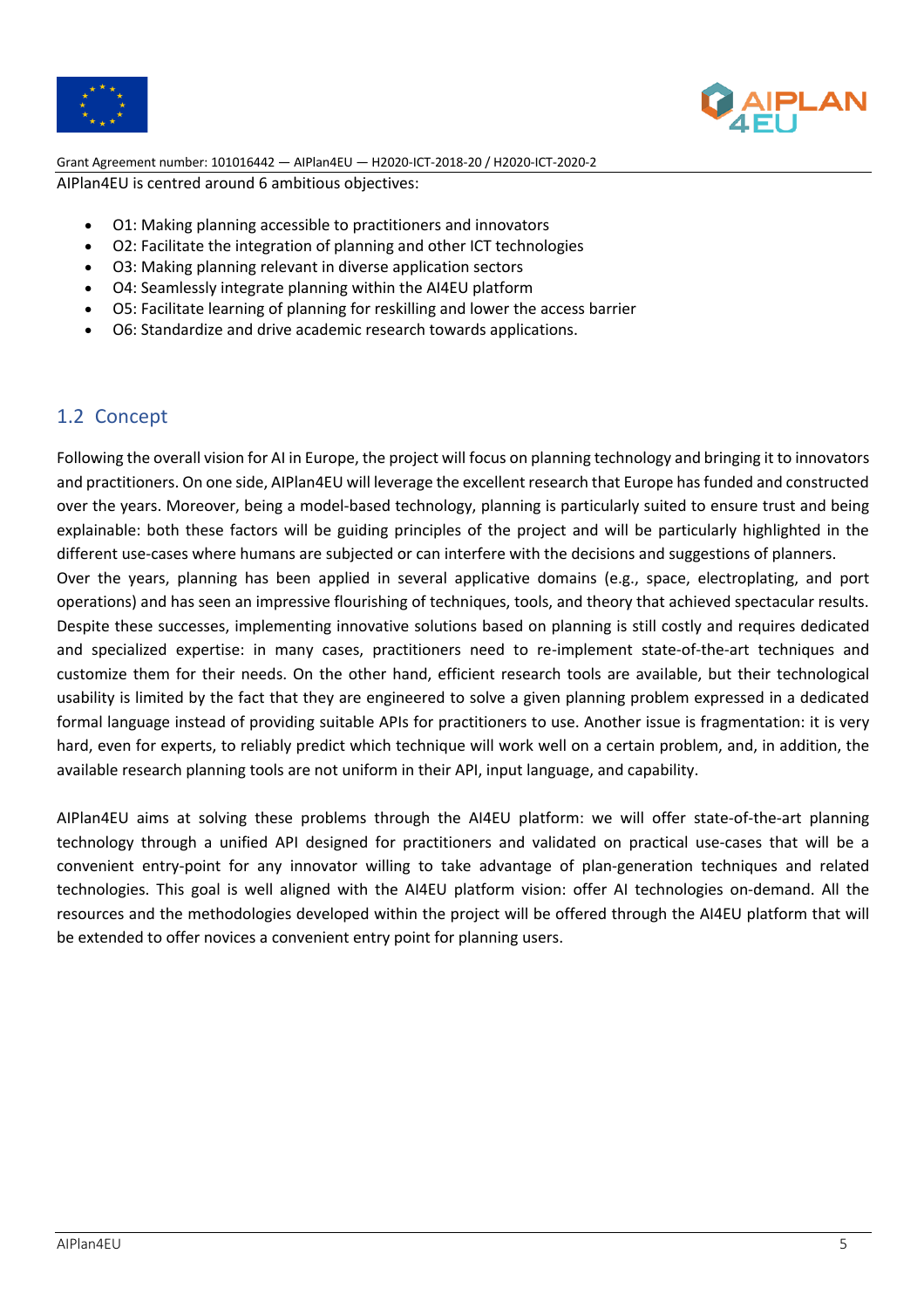AIPlan4EU is centred around 6 ambitious objectives:

- O1: Making planning accessible to practitioners and innovators
- O2: Facilitate the integration of planning and other ICT technologies
- O3: Making planning relevant in diverse application sectors
- O4: Seamlessly integrate planning within the AI4EU platform
- O5: Facilitate learning of planning for reskilling and lower the access barrier
- O6: Standardize and drive academic research towards applications.

## 1.2 Concept

Following the overall vision for AI in Europe, the project will focus on planning technology and bringing it to innovators and practitioners. On one side, AIPlan4EU will leverage the excellent research that Europe has funded and constructed over the years. Moreover, being a model-based technology, planning is particularly suited to ensure trust and being explainable: both these factors will be guiding principles of the project and will be particularly highlighted in the different use-cases where humans are subjected or can interfere with the decisions and suggestions of planners.
Over the years, planning has been applied in several applicative domains (e.g., space, electroplating, and port operations) and has seen an impressive flourishing of techniques, tools, and theory that achieved spectacular results. Despite these successes, implementing innovative solutions based on planning is still costly and requires dedicated and specialized expertise: in many cases, practitioners need to re-implement state-of-the-art techniques and customize them for their needs. On the other hand, efficient research tools are available, but their technological usability is limited by the fact that they are engineered to solve a given planning problem expressed in a dedicated formal language instead of providing suitable APIs for practitioners to use. Another issue is fragmentation: it is very hard, even for experts, to reliably predict which technique will work well on a certain problem, and, in addition, the available research planning tools are not uniform in their API, input language, and capability.

AIPlan4EU aims at solving these problems through the AI4EU platform: we will offer state-of-the-art planning technology through a unified API designed for practitioners and validated on practical use-cases that will be a convenient entry-point for any innovator willing to take advantage of plan-generation techniques and related technologies. This goal is well aligned with the AI4EU platform vision: offer AI technologies on-demand. All the resources and the methodologies developed within the project will be offered through the AI4EU platform that will be extended to offer novices a convenient entry point for planning users.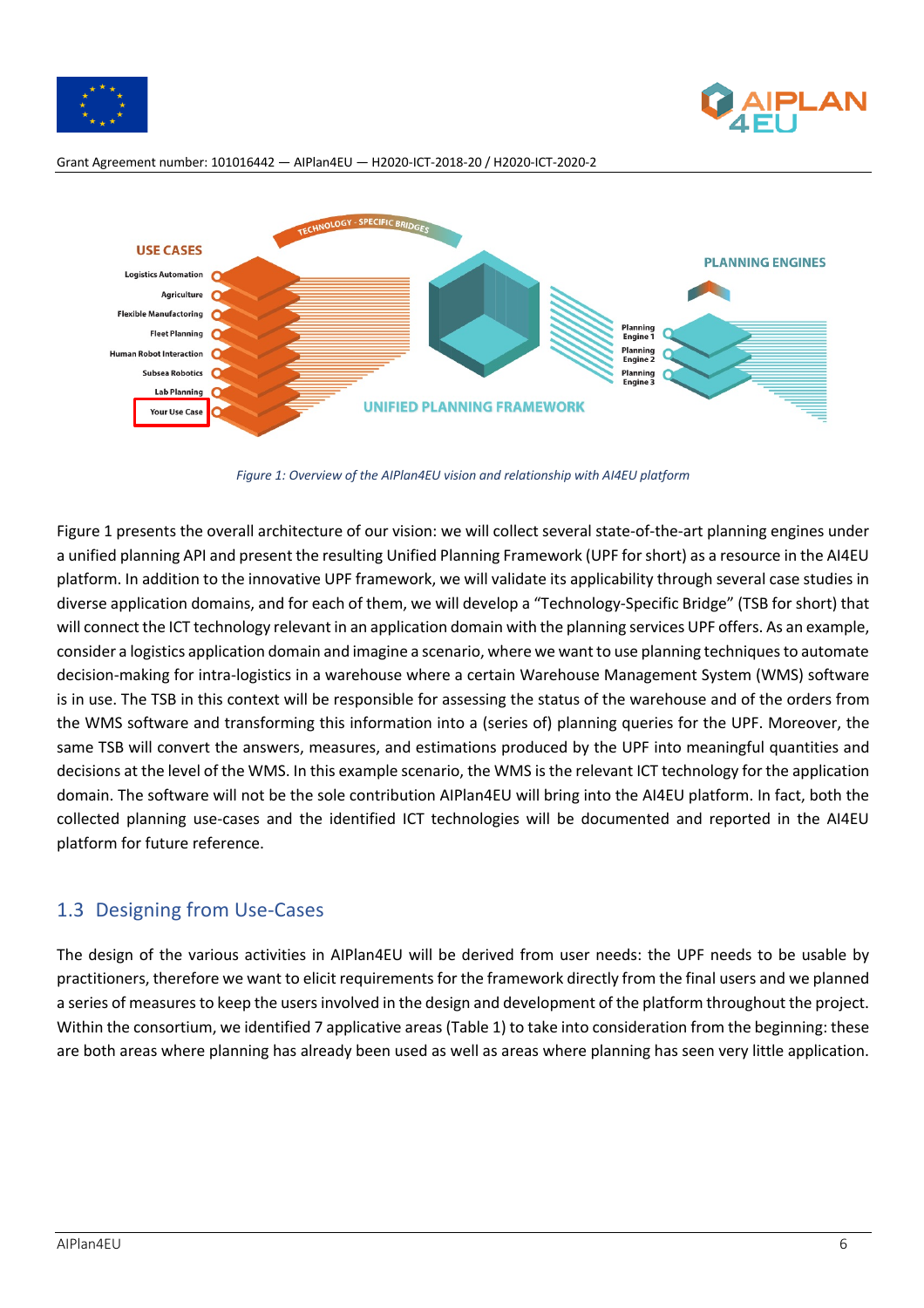*Figure 1: Overview of the AIPlan4EU vision and relationship with AI4EU platform*

Figure 1 presents the overall architecture of our vision: we will collect several state-of-the-art planning engines under a unified planning API and present the resulting Unified Planning Framework (UPF for short) as a resource in the AI4EU platform. In addition to the innovative UPF framework, we will validate its applicability through several case studies in diverse application domains, and for each of them, we will develop a "Technology-Specific Bridge" (TSB for short) that will connect the ICT technology relevant in an application domain with the planning services UPF offers. As an example, consider a logistics application domain and imagine a scenario, where we want to use planning techniques to automate decision-making for intra-logistics in a warehouse where a certain Warehouse Management System (WMS) software is in use. The TSB in this context will be responsible for assessing the status of the warehouse and of the orders from the WMS software and transforming this information into a (series of) planning queries for the UPF. Moreover, the same TSB will convert the answers, measures, and estimations produced by the UPF into meaningful quantities and decisions at the level of the WMS. In this example scenario, the WMS is the relevant ICT technology for the application domain. The software will not be the sole contribution AIPlan4EU will bring into the AI4EU platform. In fact, both the collected planning use-cases and the identified ICT technologies will be documented and reported in the AI4EU platform for future reference.

## 1.3 Designing from Use-Cases

The design of the various activities in AIPlan4EU will be derived from user needs: the UPF needs to be usable by practitioners, therefore we want to elicit requirements for the framework directly from the final users and we planned a series of measures to keep the users involved in the design and development of the platform throughout the project. Within the consortium, we identified 7 applicative areas (Table 1) to take into consideration from the beginning: these are both areas where planning has already been used as well as areas where planning has seen very little application.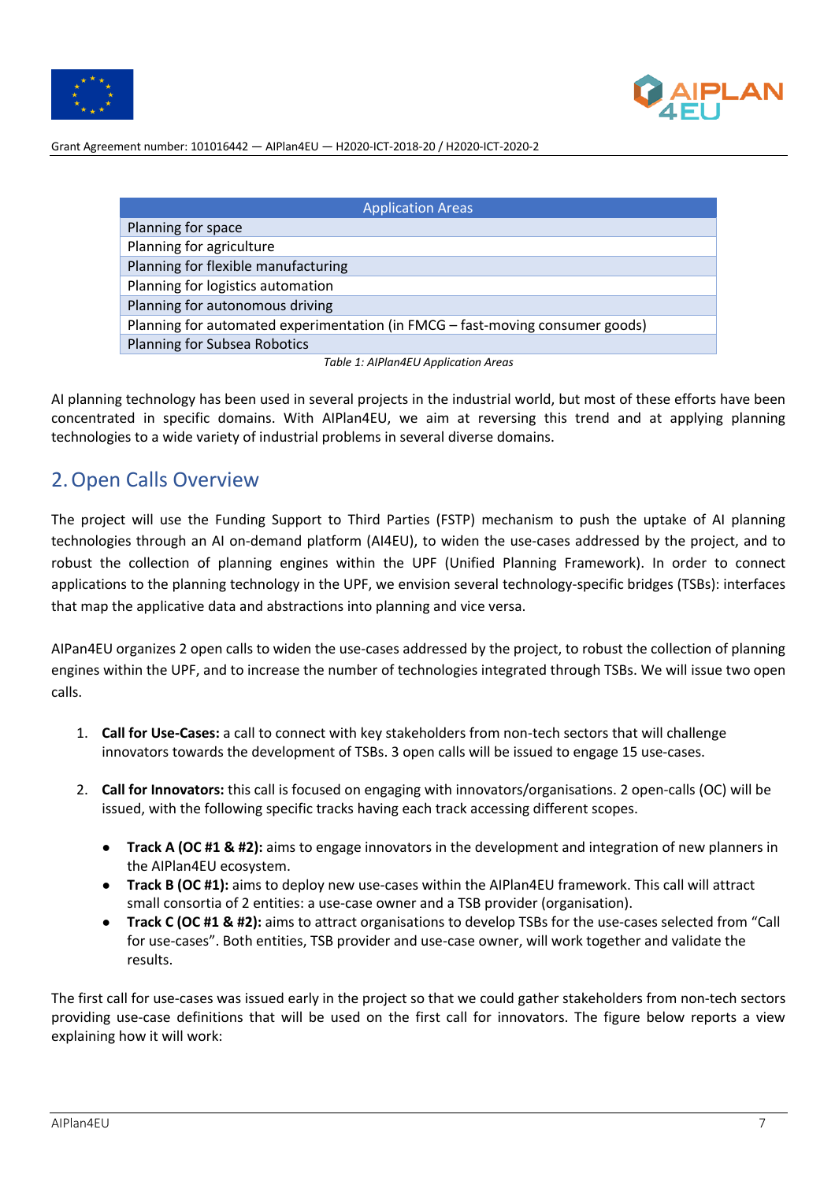| Application Areas |
| --- |
| Planning for space |
| Planning for agriculture |
| Planning for flexible manufacturing |
| Planning for logistics automation |
| Planning for autonomous driving |
| Planning for automated experimentation (in FMCG – fast-moving consumer goods) |
| Planning for Subsea Robotics |

*Table 1: AIPlan4EU Application Areas*

AI planning technology has been used in several projects in the industrial world, but most of these efforts have been concentrated in specific domains. With AIPlan4EU, we aim at reversing this trend and at applying planning technologies to a wide variety of industrial problems in several diverse domains.

## 2. Open Calls Overview

The project will use the Funding Support to Third Parties (FSTP) mechanism to push the uptake of AI planning technologies through an AI on-demand platform (AI4EU), to widen the use-cases addressed by the project, and to robust the collection of planning engines within the UPF (Unified Planning Framework). In order to connect applications to the planning technology in the UPF, we envision several technology-specific bridges (TSBs): interfaces that map the applicative data and abstractions into planning and vice versa.

AIPan4EU organizes 2 open calls to widen the use-cases addressed by the project, to robust the collection of planning engines within the UPF, and to increase the number of technologies integrated through TSBs. We will issue two open calls.

1. **Call for Use-Cases:** a call to connect with key stakeholders from non-tech sectors that will challenge innovators towards the development of TSBs. 3 open calls will be issued to engage 15 use-cases.

2. **Call for Innovators:** this call is focused on engaging with innovators/organisations. 2 open-calls (OC) will be issued, with the following specific tracks having each track accessing different scopes.

   - **Track A (OC #1 & #2):** aims to engage innovators in the development and integration of new planners in the AIPlan4EU ecosystem.
   - **Track B (OC #1):** aims to deploy new use-cases within the AIPlan4EU framework. This call will attract small consortia of 2 entities: a use-case owner and a TSB provider (organisation).
   - **Track C (OC #1 & #2):** aims to attract organisations to develop TSBs for the use-cases selected from "Call for use-cases". Both entities, TSB provider and use-case owner, will work together and validate the results.

The first call for use-cases was issued early in the project so that we could gather stakeholders from non-tech sectors providing use-case definitions that will be used on the first call for innovators. The figure below reports a view explaining how it will work: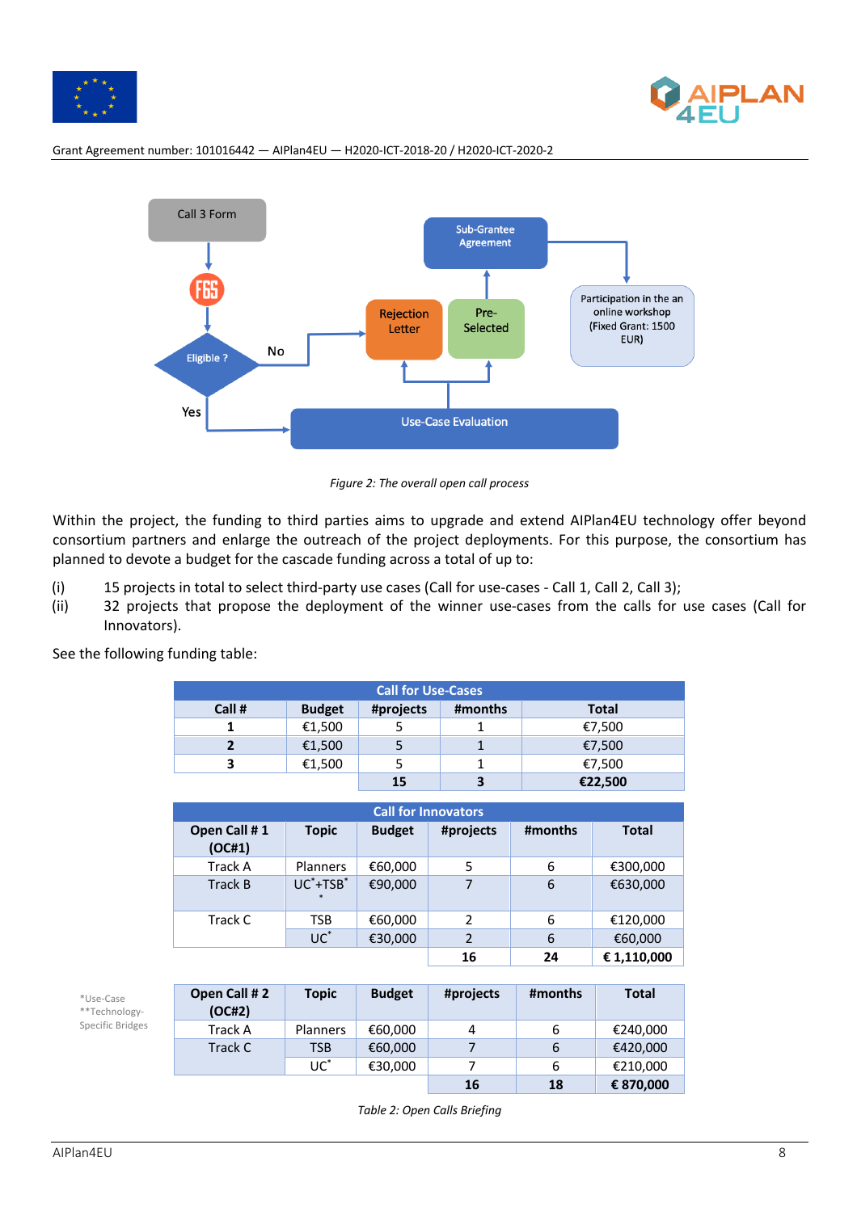Figure 2: The overall open call process

Within the project, the funding to third parties aims to upgrade and extend AIPlan4EU technology offer beyond consortium partners and enlarge the outreach of the project deployments. For this purpose, the consortium has planned to devote a budget for the cascade funding across a total of up to:

(i) 15 projects in total to select third-party use cases (Call for use-cases - Call 1, Call 2, Call 3);

(ii) 32 projects that propose the deployment of the winner use-cases from the calls for use cases (Call for Innovators).

See the following funding table:

| Call for Use-Cases | | | | |
|---|---|---|---|---|
| **Call #** | **Budget** | **#projects** | **#months** | **Total** |
| **1** | €1,500 | 5 | 1 | €7,500 |
| **2** | €1,500 | 5 | 1 | €7,500 |
| **3** | €1,500 | 5 | 1 | €7,500 |
| | | **15** | **3** | **€22,500** |

| Call for Innovators | | | | | |
|---|---|---|---|---|---|
| **Open Call # 1 (OC#1)** | **Topic** | **Budget** | **#projects** | **#months** | **Total** |
| Track A | Planners | €60,000 | 5 | 6 | €300,000 |
| Track B | UC*+TSB** | €90,000 | 7 | 6 | €630,000 |
| Track C | TSB | €60,000 | 2 | 6 | €120,000 |
| | UC* | €30,000 | 2 | 6 | €60,000 |
| | | | **16** | **24** | **€ 1,110,000** |

| **Open Call # 2 (OC#2)** | **Topic** | **Budget** | **#projects** | **#months** | **Total** |
|---|---|---|---|---|---|
| Track A | Planners | €60,000 | 4 | 6 | €240,000 |
| Track C | TSB | €60,000 | 7 | 6 | €420,000 |
| | UC* | €30,000 | 7 | 6 | €210,000 |
| | | | **16** | **18** | **€ 870,000** |

*Use-Case
**Technology-Specific Bridges

Table 2: Open Calls Briefing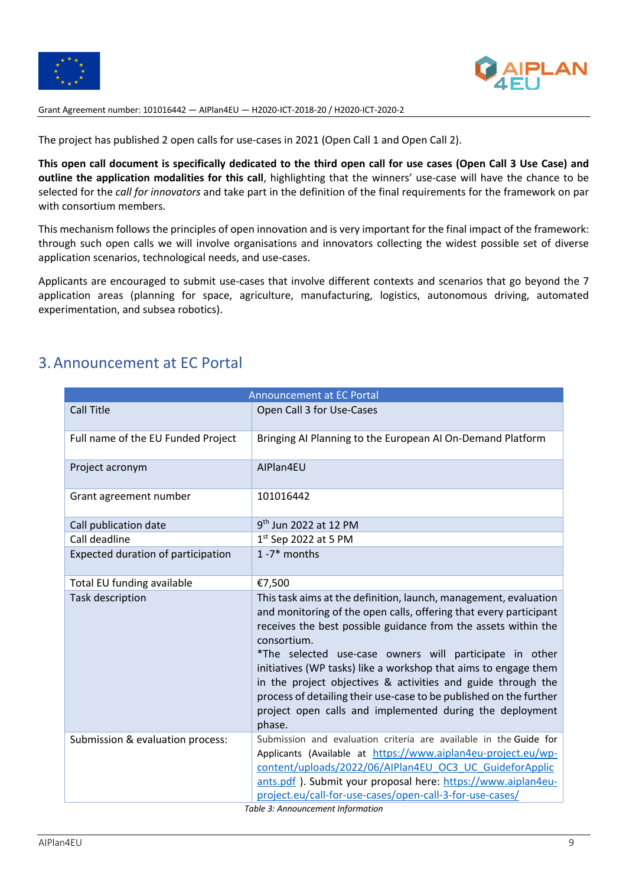The project has published 2 open calls for use-cases in 2021 (Open Call 1 and Open Call 2).

**This open call document is specifically dedicated to the third open call for use cases (Open Call 3 Use Case) and outline the application modalities for this call**, highlighting that the winners' use-case will have the chance to be selected for the *call for innovators* and take part in the definition of the final requirements for the framework on par with consortium members.

This mechanism follows the principles of open innovation and is very important for the final impact of the framework: through such open calls we will involve organisations and innovators collecting the widest possible set of diverse application scenarios, technological needs, and use-cases.

Applicants are encouraged to submit use-cases that involve different contexts and scenarios that go beyond the 7 application areas (planning for space, agriculture, manufacturing, logistics, autonomous driving, automated experimentation, and subsea robotics).

## 3. Announcement at EC Portal

| Announcement at EC Portal | |
|---|---|
| Call Title | Open Call 3 for Use-Cases |
| Full name of the EU Funded Project | Bringing AI Planning to the European AI On-Demand Platform |
| Project acronym | AIPlan4EU |
| Grant agreement number | 101016442 |
| Call publication date | 9th Jun 2022 at 12 PM |
| Call deadline | 1st Sep 2022 at 5 PM |
| Expected duration of participation | 1 -7* months |
| Total EU funding available | €7,500 |
| Task description | This task aims at the definition, launch, management, evaluation and monitoring of the open calls, offering that every participant receives the best possible guidance from the assets within the consortium.<br>*The selected use-case owners will participate in other initiatives (WP tasks) like a workshop that aims to engage them in the project objectives & activities and guide through the process of detailing their use-case to be published on the further project open calls and implemented during the deployment phase. |
| Submission & evaluation process: | Submission and evaluation criteria are available in the Guide for Applicants (Available at https://www.aiplan4eu-project.eu/wp-content/uploads/2022/06/AIPlan4EU_OC3_UC_GuideforApplicants.pdf ). Submit your proposal here: https://www.aiplan4eu-project.eu/call-for-use-cases/open-call-3-for-use-cases/ |

*Table 3: Announcement Information*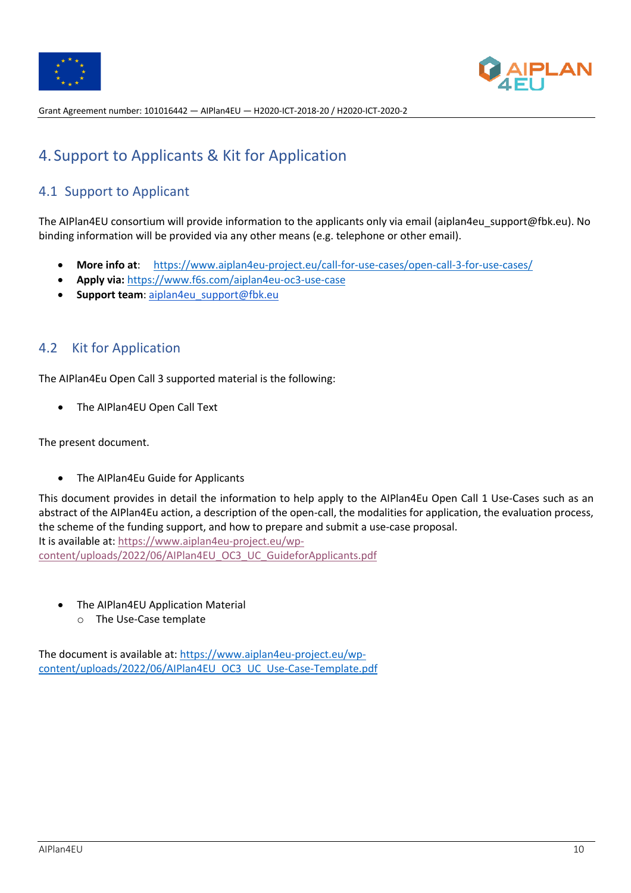# 4. Support to Applicants & Kit for Application

## 4.1 Support to Applicant

The AIPlan4EU consortium will provide information to the applicants only via email (aiplan4eu_support@fbk.eu). No binding information will be provided via any other means (e.g. telephone or other email).

- **More info at**: https://www.aiplan4eu-project.eu/call-for-use-cases/open-call-3-for-use-cases/
- **Apply via:** https://www.f6s.com/aiplan4eu-oc3-use-case
- **Support team**: aiplan4eu_support@fbk.eu

## 4.2 Kit for Application

The AIPlan4Eu Open Call 3 supported material is the following:

- The AIPlan4EU Open Call Text

The present document.

- The AIPlan4Eu Guide for Applicants

This document provides in detail the information to help apply to the AIPlan4Eu Open Call 1 Use-Cases such as an abstract of the AIPlan4Eu action, a description of the open-call, the modalities for application, the evaluation process, the scheme of the funding support, and how to prepare and submit a use-case proposal.
It is available at: https://www.aiplan4eu-project.eu/wp-content/uploads/2022/06/AIPlan4EU_OC3_UC_GuideforApplicants.pdf

- The AIPlan4EU Application Material
  - The Use-Case template

The document is available at: https://www.aiplan4eu-project.eu/wp-content/uploads/2022/06/AIPlan4EU_OC3_UC_Use-Case-Template.pdf